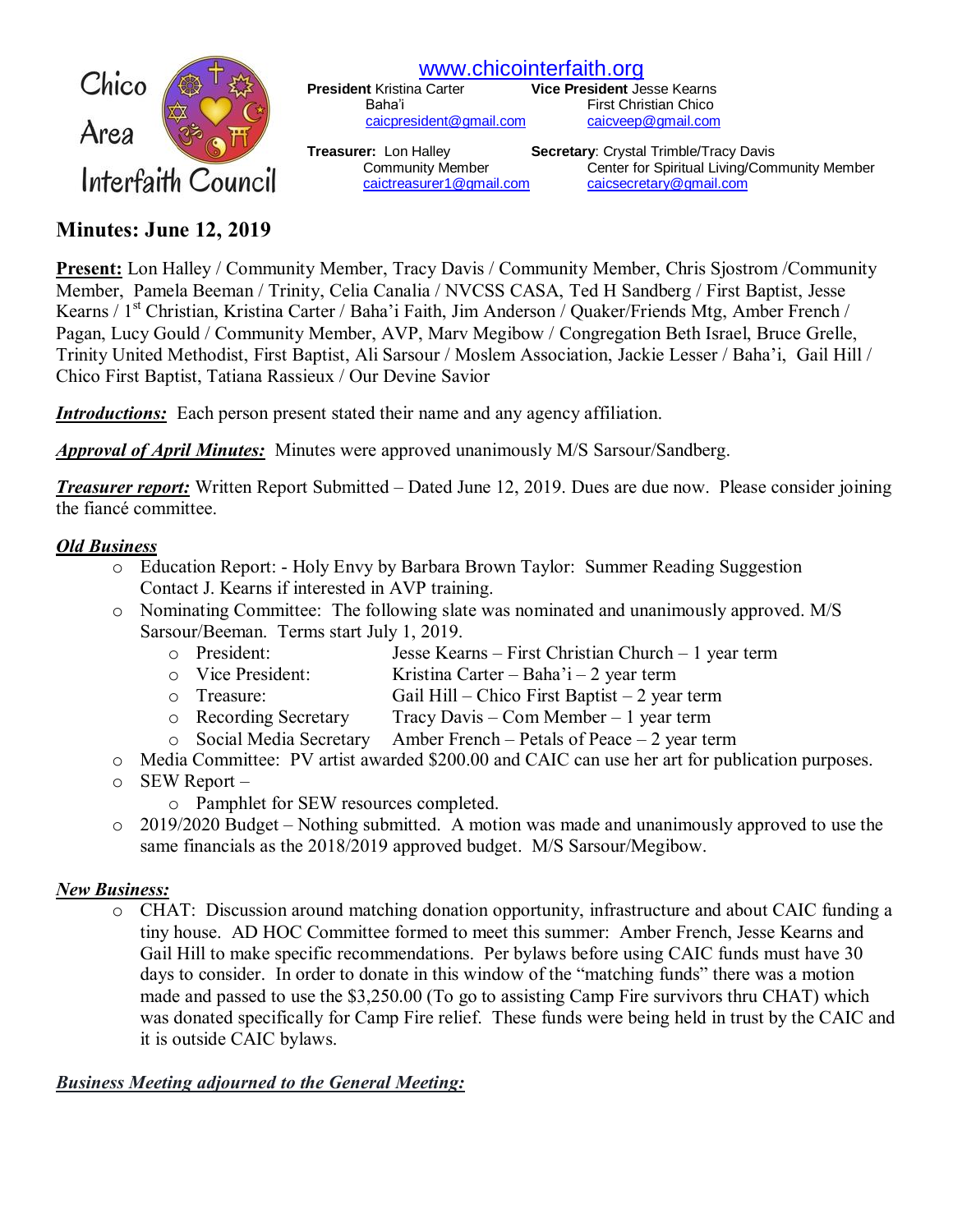Chico Area Interfaith Council

www.chicointerfaith.org

**President** Kristina Carter
Baha'i
caicpresident@gmail.com

**Vice President** Jesse Kearns
First Christian Chico
caicveep@gmail.com

**Treasurer:** Lon Halley
Community Member
caictreasurer1@gmail.com

**Secretary**: Crystal Trimble/Tracy Davis
Center for Spiritual Living/Community Member
caicsecretary@gmail.com

# Minutes: June 12, 2019

**Present:** Lon Halley / Community Member, Tracy Davis / Community Member, Chris Sjostrom /Community Member, Pamela Beeman / Trinity, Celia Canalia / NVCSS CASA, Ted H Sandberg / First Baptist, Jesse Kearns / 1st Christian, Kristina Carter / Baha'i Faith, Jim Anderson / Quaker/Friends Mtg, Amber French / Pagan, Lucy Gould / Community Member, AVP, Marv Megibow / Congregation Beth Israel, Bruce Grelle, Trinity United Methodist, First Baptist, Ali Sarsour / Moslem Association, Jackie Lesser / Baha'i, Gail Hill / Chico First Baptist, Tatiana Rassieux / Our Devine Savior

***Introductions:*** Each person present stated their name and any agency affiliation.

***Approval of April Minutes:*** Minutes were approved unanimously M/S Sarsour/Sandberg.

***Treasurer report:*** Written Report Submitted – Dated June 12, 2019. Dues are due now. Please consider joining the fiancé committee.

***Old Business***

- Education Report: - Holy Envy by Barbara Brown Taylor: Summer Reading Suggestion
  Contact J. Kearns if interested in AVP training.
- Nominating Committee: The following slate was nominated and unanimously approved. M/S Sarsour/Beeman. Terms start July 1, 2019.
  - President: Jesse Kearns – First Christian Church – 1 year term
  - Vice President: Kristina Carter – Baha'i – 2 year term
  - Treasure: Gail Hill – Chico First Baptist – 2 year term
  - Recording Secretary Tracy Davis – Com Member – 1 year term
  - Social Media Secretary Amber French – Petals of Peace – 2 year term
- Media Committee: PV artist awarded $200.00 and CAIC can use her art for publication purposes.
- SEW Report –
  - Pamphlet for SEW resources completed.
- 2019/2020 Budget – Nothing submitted. A motion was made and unanimously approved to use the same financials as the 2018/2019 approved budget. M/S Sarsour/Megibow.

***New Business:***

- CHAT: Discussion around matching donation opportunity, infrastructure and about CAIC funding a tiny house. AD HOC Committee formed to meet this summer: Amber French, Jesse Kearns and Gail Hill to make specific recommendations. Per bylaws before using CAIC funds must have 30 days to consider. In order to donate in this window of the "matching funds" there was a motion made and passed to use the $3,250.00 (To go to assisting Camp Fire survivors thru CHAT) which was donated specifically for Camp Fire relief. These funds were being held in trust by the CAIC and it is outside CAIC bylaws.

***Business Meeting adjourned to the General Meeting:***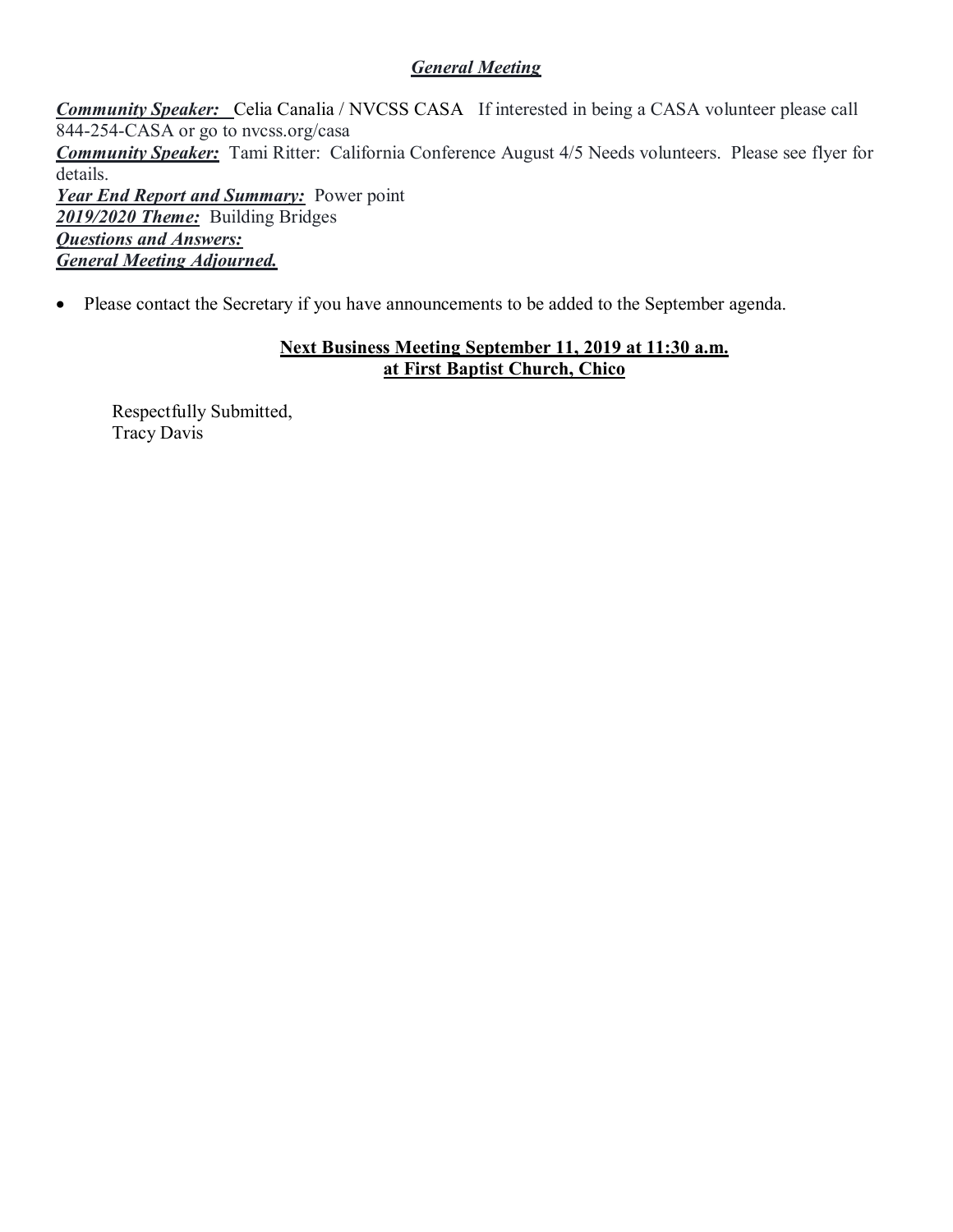## ***General Meeting***

***Community Speaker:*** Celia Canalia / NVCSS CASA If interested in being a CASA volunteer please call 844-254-CASA or go to nvcss.org/casa
***Community Speaker:*** Tami Ritter: California Conference August 4/5 Needs volunteers. Please see flyer for details.
***Year End Report and Summary:*** Power point
***2019/2020 Theme:*** Building Bridges
***Questions and Answers:***
***General Meeting Adjourned.***

- Please contact the Secretary if you have announcements to be added to the September agenda.

**Next Business Meeting September 11, 2019 at 11:30 a.m.**
**at First Baptist Church, Chico**

Respectfully Submitted,
Tracy Davis